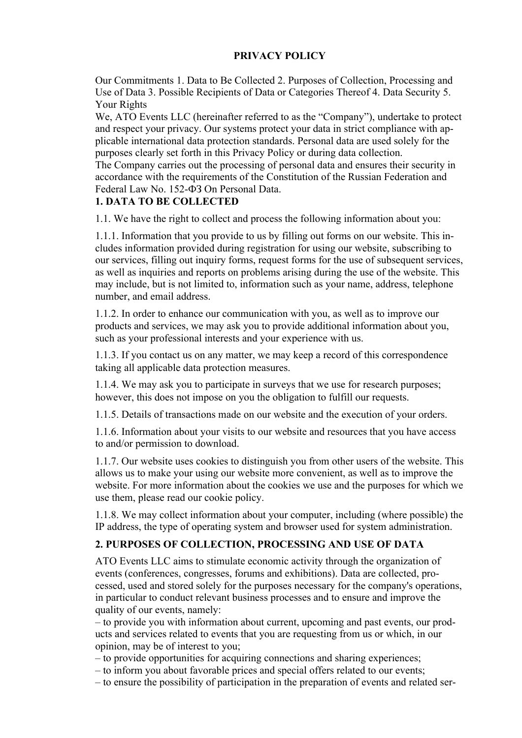# PRIVACY POLICY

Our Commitments 1. Data to Be Collected 2. Purposes of Collection, Processing and Use of Data 3. Possible Recipients of Data or Categories Thereof 4. Data Security 5. Your Rights

We, ATO Events LLC (hereinafter referred to as the "Company"), undertake to protect and respect your privacy. Our systems protect your data in strict compliance with applicable international data protection standards. Personal data are used solely for the purposes clearly set forth in this Privacy Policy or during data collection.

The Company carries out the processing of personal data and ensures their security in accordance with the requirements of the Constitution of the Russian Federation and Federal Law No. 152-ФЗ On Personal Data.

## 1. DATA TO BE COLLECTED

1.1. We have the right to collect and process the following information about you:

1.1.1. Information that you provide to us by filling out forms on our website. This includes information provided during registration for using our website, subscribing to our services, filling out inquiry forms, request forms for the use of subsequent services, as well as inquiries and reports on problems arising during the use of the website. This may include, but is not limited to, information such as your name, address, telephone number, and email address.

1.1.2. In order to enhance our communication with you, as well as to improve our products and services, we may ask you to provide additional information about you, such as your professional interests and your experience with us.

1.1.3. If you contact us on any matter, we may keep a record of this correspondence taking all applicable data protection measures.

1.1.4. We may ask you to participate in surveys that we use for research purposes; however, this does not impose on you the obligation to fulfill our requests.

1.1.5. Details of transactions made on our website and the execution of your orders.

1.1.6. Information about your visits to our website and resources that you have access to and/or permission to download.

1.1.7. Our website uses cookies to distinguish you from other users of the website. This allows us to make your using our website more convenient, as well as to improve the website. For more information about the cookies we use and the purposes for which we use them, please read our cookie policy.

1.1.8. We may collect information about your computer, including (where possible) the IP address, the type of operating system and browser used for system administration.

## 2. PURPOSES OF COLLECTION, PROCESSING AND USE OF DATA

ATO Events LLC aims to stimulate economic activity through the organization of events (conferences, congresses, forums and exhibitions). Data are collected, processed, used and stored solely for the purposes necessary for the company's operations, in particular to conduct relevant business processes and to ensure and improve the quality of our events, namely:

– to provide you with information about current, upcoming and past events, our products and services related to events that you are requesting from us or which, in our opinion, may be of interest to you;
– to provide opportunities for acquiring connections and sharing experiences;
– to inform you about favorable prices and special offers related to our events;
– to ensure the possibility of participation in the preparation of events and related ser-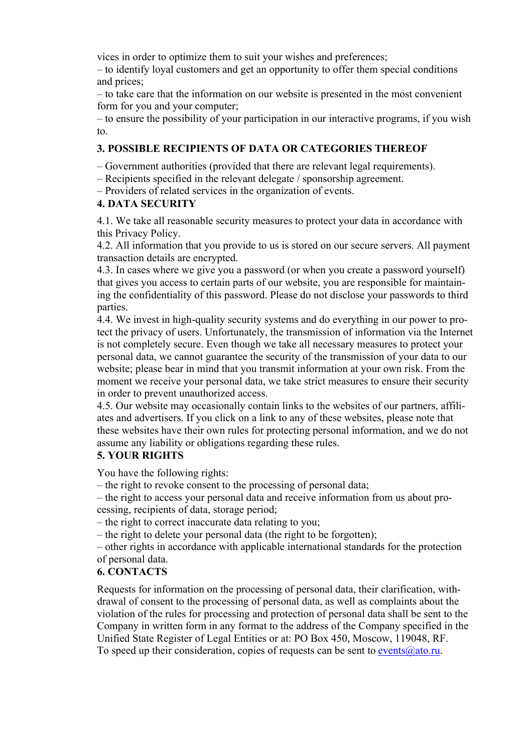vices in order to optimize them to suit your wishes and preferences;

– to identify loyal customers and get an opportunity to offer them special conditions and prices;

– to take care that the information on our website is presented in the most convenient form for you and your computer;

– to ensure the possibility of your participation in our interactive programs, if you wish to.

## 3. POSSIBLE RECIPIENTS OF DATA OR CATEGORIES THEREOF

– Government authorities (provided that there are relevant legal requirements).

– Recipients specified in the relevant delegate / sponsorship agreement.

– Providers of related services in the organization of events.

## 4. DATA SECURITY

4.1. We take all reasonable security measures to protect your data in accordance with this Privacy Policy.

4.2. All information that you provide to us is stored on our secure servers. All payment transaction details are encrypted.

4.3. In cases where we give you a password (or when you create a password yourself) that gives you access to certain parts of our website, you are responsible for maintaining the confidentiality of this password. Please do not disclose your passwords to third parties.

4.4. We invest in high-quality security systems and do everything in our power to protect the privacy of users. Unfortunately, the transmission of information via the Internet is not completely secure. Even though we take all necessary measures to protect your personal data, we cannot guarantee the security of the transmission of your data to our website; please bear in mind that you transmit information at your own risk. From the moment we receive your personal data, we take strict measures to ensure their security in order to prevent unauthorized access.

4.5. Our website may occasionally contain links to the websites of our partners, affiliates and advertisers. If you click on a link to any of these websites, please note that these websites have their own rules for protecting personal information, and we do not assume any liability or obligations regarding these rules.

## 5. YOUR RIGHTS

You have the following rights:

– the right to revoke consent to the processing of personal data;

– the right to access your personal data and receive information from us about processing, recipients of data, storage period;

– the right to correct inaccurate data relating to you;

– the right to delete your personal data (the right to be forgotten);

– other rights in accordance with applicable international standards for the protection of personal data.

## 6. CONTACTS

Requests for information on the processing of personal data, their clarification, withdrawal of consent to the processing of personal data, as well as complaints about the violation of the rules for processing and protection of personal data shall be sent to the Company in written form in any format to the address of the Company specified in the Unified State Register of Legal Entities or at: PO Box 450, Moscow, 119048, RF. To speed up their consideration, copies of requests can be sent to events@ato.ru.